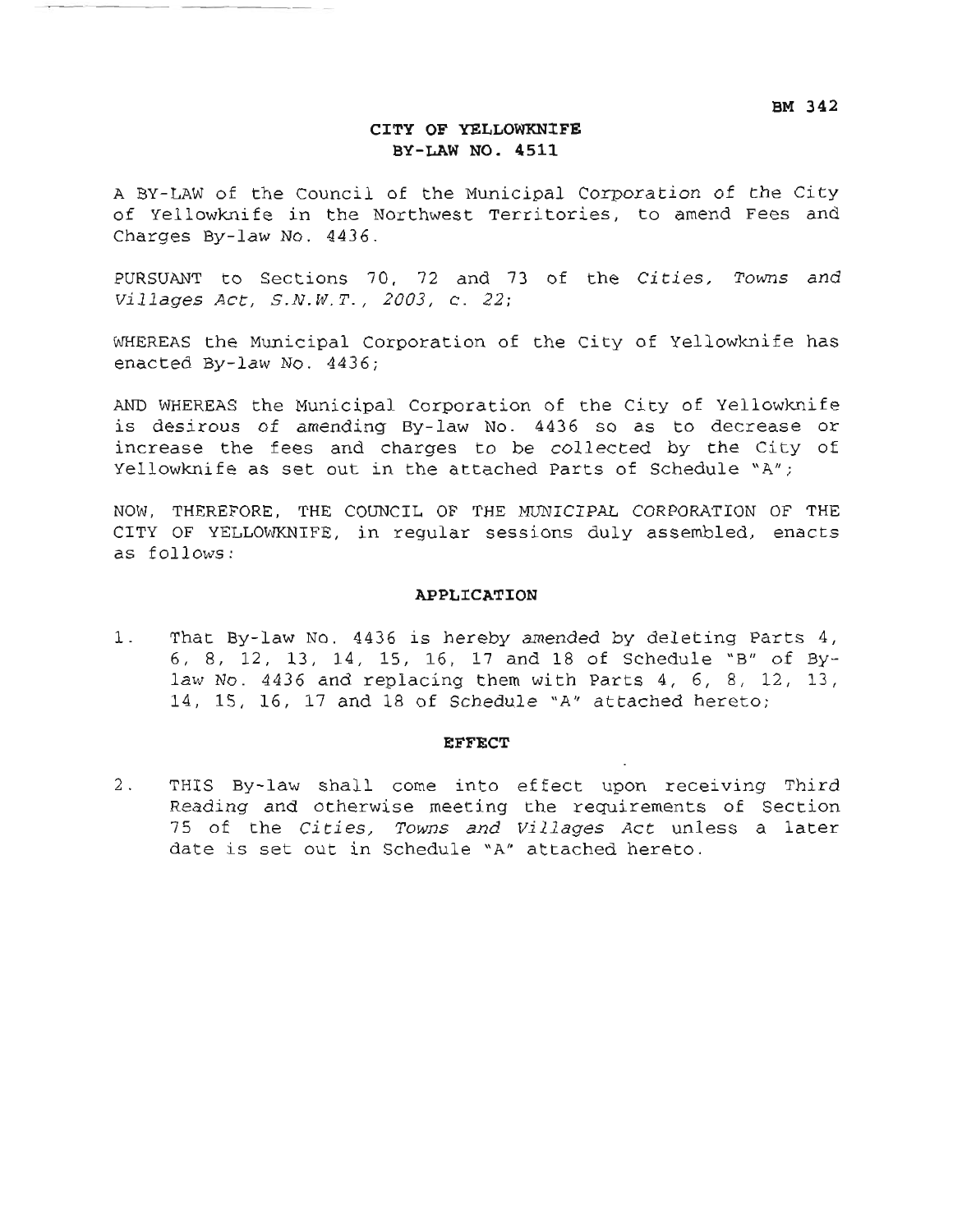BM 342

# CITY OF YELLOWKNIFE
## BY-LAW NO. 4511

A BY-LAW of the Council of the Municipal Corporation of the City of Yellowknife in the Northwest Territories, to amend Fees and Charges By-law No. 4436.

PURSUANT to Sections 70, 72 and 73 of the *Cities, Towns and Villages Act, S.N.W.T., 2003, c. 22*;

WHEREAS the Municipal Corporation of the City of Yellowknife has enacted By-law No. 4436;

AND WHEREAS the Municipal Corporation of the City of Yellowknife is desirous of amending By-law No. 4436 so as to decrease or increase the fees and charges to be collected by the City of Yellowknife as set out in the attached Parts of Schedule "A";

NOW, THEREFORE, THE COUNCIL OF THE MUNICIPAL CORPORATION OF THE CITY OF YELLOWKNIFE, in regular sessions duly assembled, enacts as follows:

### APPLICATION

1. That By-law No. 4436 is hereby amended by deleting Parts 4, 6, 8, 12, 13, 14, 15, 16, 17 and 18 of Schedule "B" of By-law No. 4436 and replacing them with Parts 4, 6, 8, 12, 13, 14, 15, 16, 17 and 18 of Schedule "A" attached hereto;

### EFFECT

2. THIS By-law shall come into effect upon receiving Third Reading and otherwise meeting the requirements of Section 75 of the *Cities, Towns and Villages Act* unless a later date is set out in Schedule "A" attached hereto.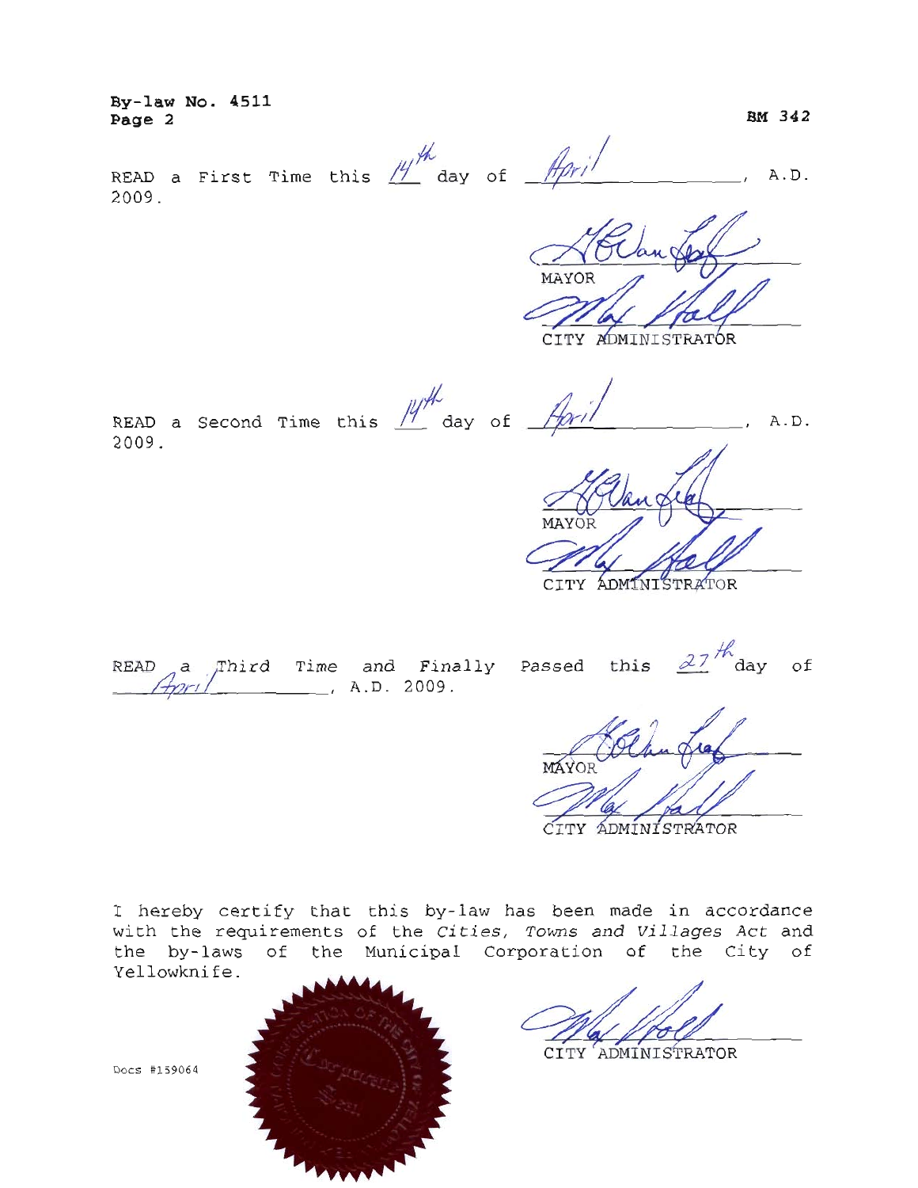By-law No. 4511
Page 2

BM 342

READ a First Time this 14th day of April, A.D. 2009.

MAYOR

CITY ADMINISTRATOR

READ a Second Time this 14th day of April, A.D. 2009.

MAYOR

CITY ADMINISTRATOR

READ a Third Time and Finally Passed this 27th day of April, A.D. 2009.

MAYOR

CITY ADMINISTRATOR

I hereby certify that this by-law has been made in accordance with the requirements of the *Cities, Towns and Villages Act* and the by-laws of the Municipal Corporation of the City of Yellowknife.

CITY ADMINISTRATOR

Docs #159064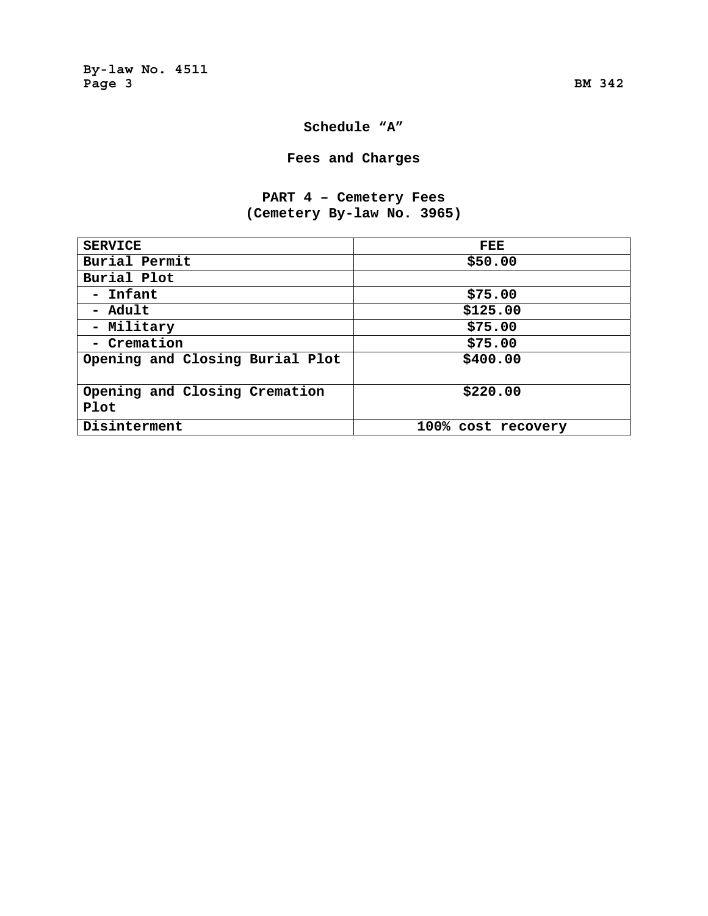# Schedule "A"

## Fees and Charges

### PART 4 – Cemetery Fees
### (Cemetery By-law No. 3965)

| SERVICE | FEE |
|---|---|
| Burial Permit | $50.00 |
| Burial Plot | |
| - Infant | $75.00 |
| - Adult | $125.00 |
| - Military | $75.00 |
| - Cremation | $75.00 |
| Opening and Closing Burial Plot | $400.00 |
| Opening and Closing Cremation Plot | $220.00 |
| Disinterment | 100% cost recovery |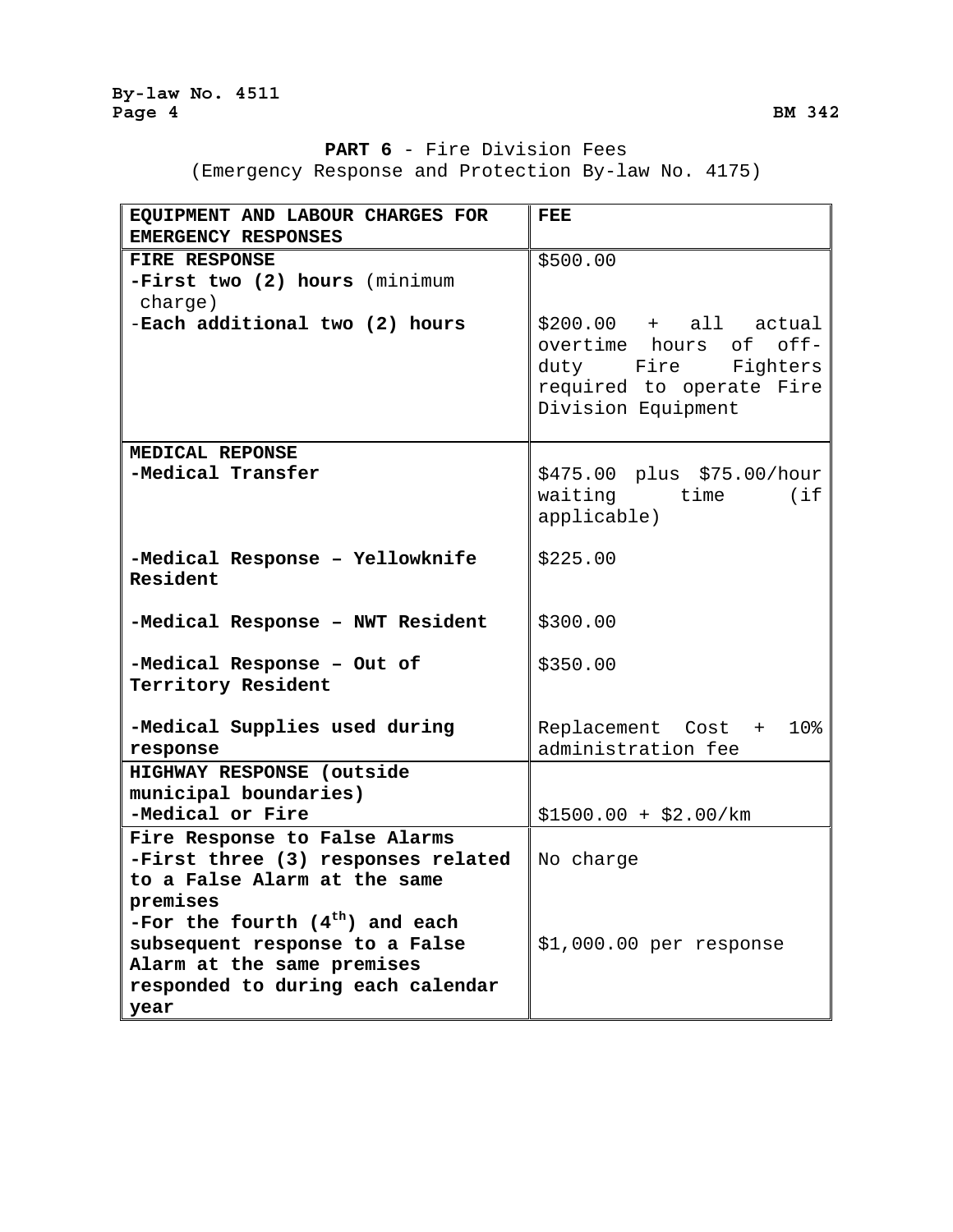**PART 6** - Fire Division Fees
(Emergency Response and Protection By-law No. 4175)

| **EQUIPMENT AND LABOUR CHARGES FOR EMERGENCY RESPONSES** | **FEE** |
|---|---|
| **FIRE RESPONSE**<br>**-First two (2) hours** (minimum charge)<br>-**Each additional two (2) hours** | $500.00<br><br>$200.00 + all actual overtime hours of off-duty Fire Fighters required to operate Fire Division Equipment |
| **MEDICAL REPONSE**<br>**-Medical Transfer**<br><br>**-Medical Response – Yellowknife Resident**<br><br>**-Medical Response – NWT Resident**<br><br>**-Medical Response – Out of Territory Resident**<br><br>**-Medical Supplies used during response** | <br>$475.00 plus $75.00/hour waiting time (if applicable)<br><br>$225.00<br><br>$300.00<br><br>$350.00<br><br>Replacement Cost + 10% administration fee |
| **HIGHWAY RESPONSE (outside municipal boundaries)**<br>**-Medical or Fire** | <br>$1500.00 + $2.00/km |
| **Fire Response to False Alarms**<br>**-First three (3) responses related to a False Alarm at the same premises**<br>**-For the fourth (4th) and each subsequent response to a False Alarm at the same premises responded to during each calendar year** | <br>No charge<br><br>$1,000.00 per response |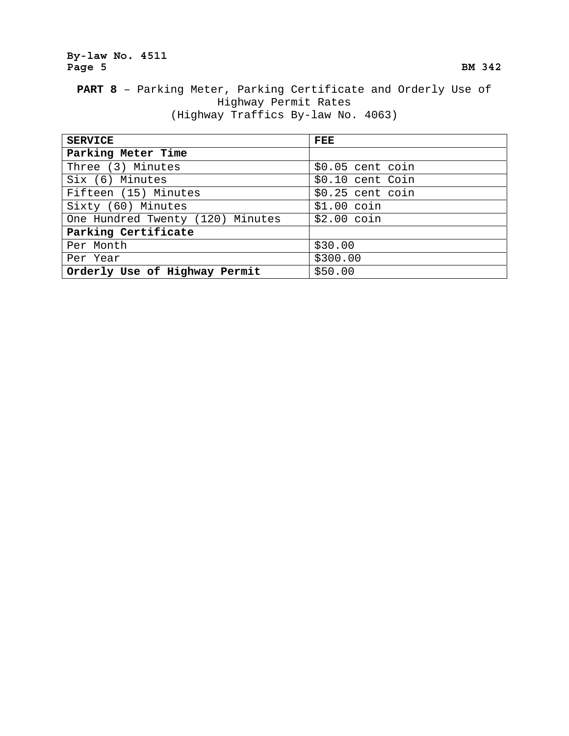**PART 8** – Parking Meter, Parking Certificate and Orderly Use of Highway Permit Rates
(Highway Traffics By-law No. 4063)

| SERVICE | FEE |
|---|---|
| **Parking Meter Time** | |
| Three (3) Minutes | $0.05 cent coin |
| Six (6) Minutes | $0.10 cent Coin |
| Fifteen (15) Minutes | $0.25 cent coin |
| Sixty (60) Minutes | $1.00 coin |
| One Hundred Twenty (120) Minutes | $2.00 coin |
| **Parking Certificate** | |
| Per Month | $30.00 |
| Per Year | $300.00 |
| **Orderly Use of Highway Permit** | $50.00 |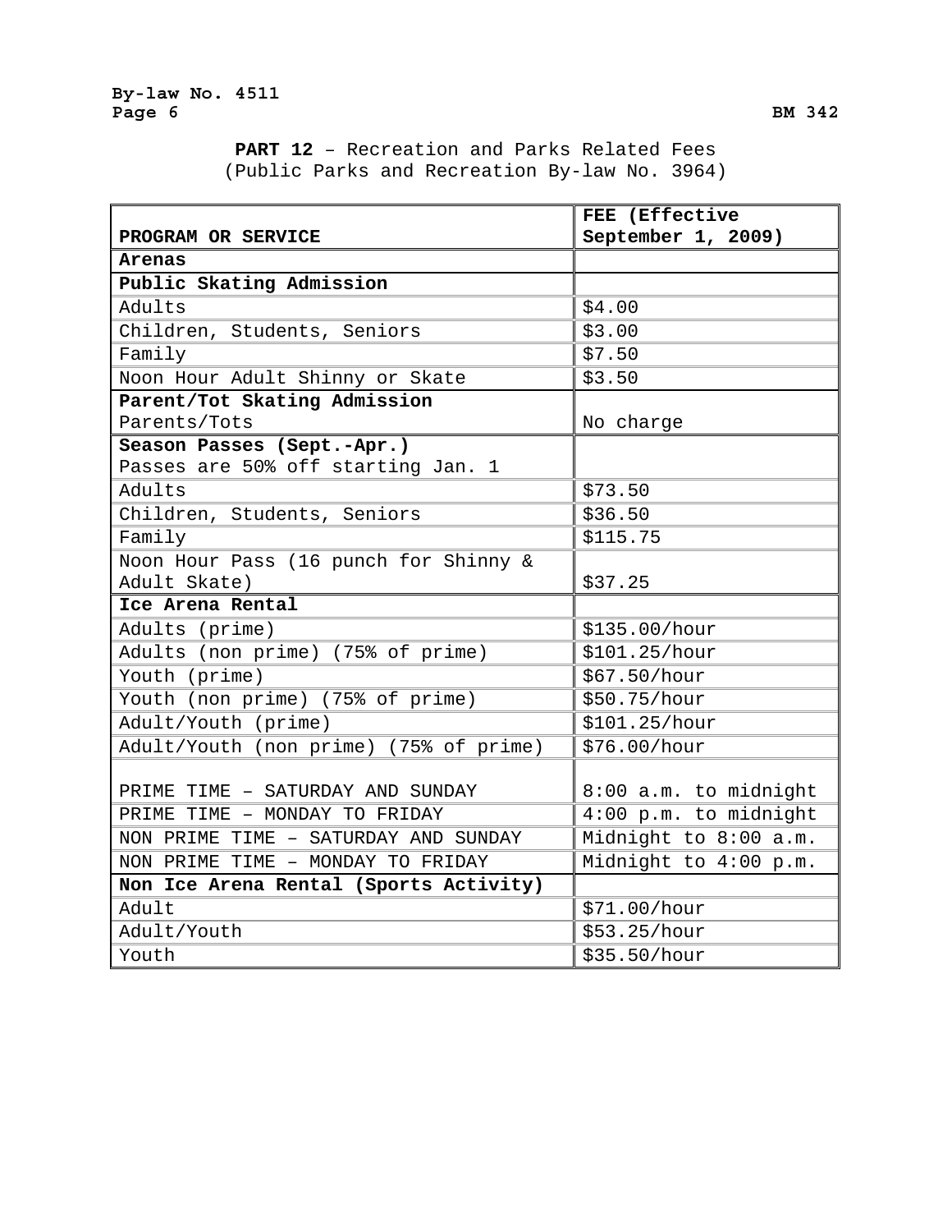**PART 12** – Recreation and Parks Related Fees
(Public Parks and Recreation By-law No. 3964)

| PROGRAM OR SERVICE | FEE (Effective September 1, 2009) |
|---|---|
| **Arenas** | |
| **Public Skating Admission** | |
| Adults | $4.00 |
| Children, Students, Seniors | $3.00 |
| Family | $7.50 |
| Noon Hour Adult Shinny or Skate | $3.50 |
| **Parent/Tot Skating Admission** Parents/Tots | No charge |
| **Season Passes (Sept.-Apr.)** Passes are 50% off starting Jan. 1 | |
| Adults | $73.50 |
| Children, Students, Seniors | $36.50 |
| Family | $115.75 |
| Noon Hour Pass (16 punch for Shinny & Adult Skate) | $37.25 |
| **Ice Arena Rental** | |
| Adults (prime) | $135.00/hour |
| Adults (non prime) (75% of prime) | $101.25/hour |
| Youth (prime) | $67.50/hour |
| Youth (non prime) (75% of prime) | $50.75/hour |
| Adult/Youth (prime) | $101.25/hour |
| Adult/Youth (non prime) (75% of prime) | $76.00/hour |
| PRIME TIME – SATURDAY AND SUNDAY | 8:00 a.m. to midnight |
| PRIME TIME – MONDAY TO FRIDAY | 4:00 p.m. to midnight |
| NON PRIME TIME – SATURDAY AND SUNDAY | Midnight to 8:00 a.m. |
| NON PRIME TIME – MONDAY TO FRIDAY | Midnight to 4:00 p.m. |
| **Non Ice Arena Rental (Sports Activity)** | |
| Adult | $71.00/hour |
| Adult/Youth | $53.25/hour |
| Youth | $35.50/hour |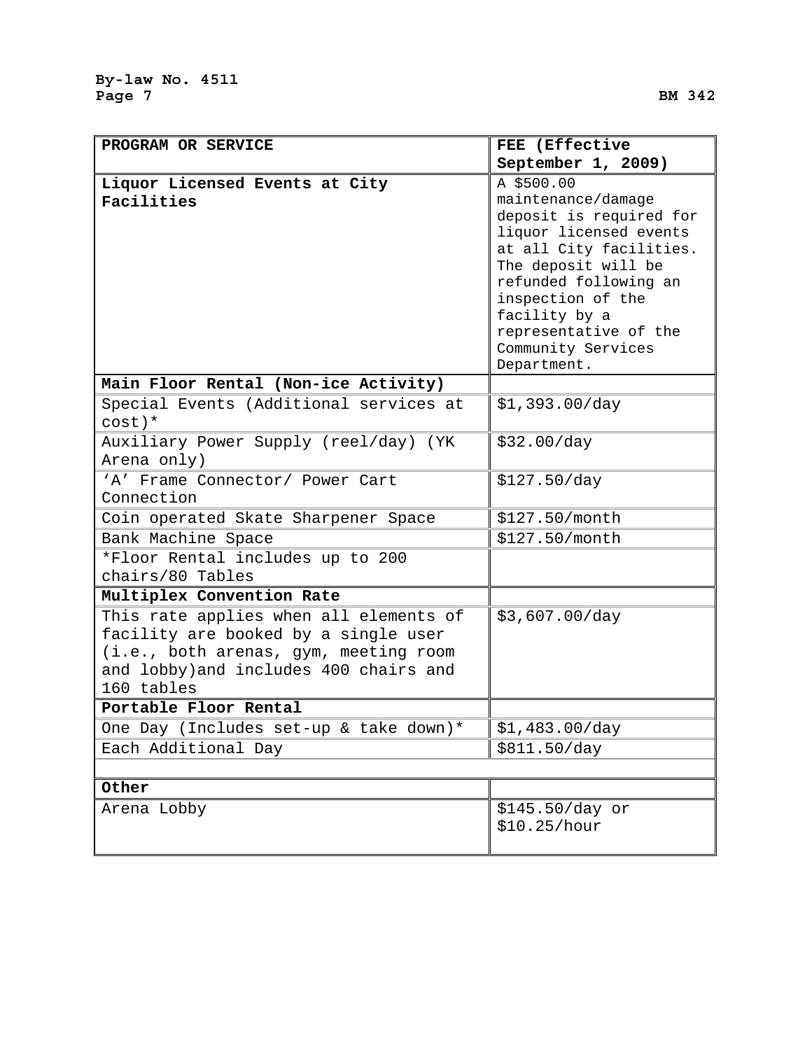| **PROGRAM OR SERVICE** | **FEE (Effective September 1, 2009)** |
|---|---|
| **Liquor Licensed Events at City Facilities** | A $500.00 maintenance/damage deposit is required for liquor licensed events at all City facilities. The deposit will be refunded following an inspection of the facility by a representative of the Community Services Department. |
| **Main Floor Rental (Non-ice Activity)** | |
| Special Events (Additional services at cost)* | $1,393.00/day |
| Auxiliary Power Supply (reel/day) (YK Arena only) | $32.00/day |
| 'A' Frame Connector/ Power Cart Connection | $127.50/day |
| Coin operated Skate Sharpener Space | $127.50/month |
| Bank Machine Space | $127.50/month |
| *Floor Rental includes up to 200 chairs/80 Tables | |
| **Multiplex Convention Rate** | |
| This rate applies when all elements of facility are booked by a single user (i.e., both arenas, gym, meeting room and lobby)and includes 400 chairs and 160 tables | $3,607.00/day |
| **Portable Floor Rental** | |
| One Day (Includes set-up & take down)* | $1,483.00/day |
| Each Additional Day | $811.50/day |
| | |
| **Other** | |
| Arena Lobby | $145.50/day or $10.25/hour |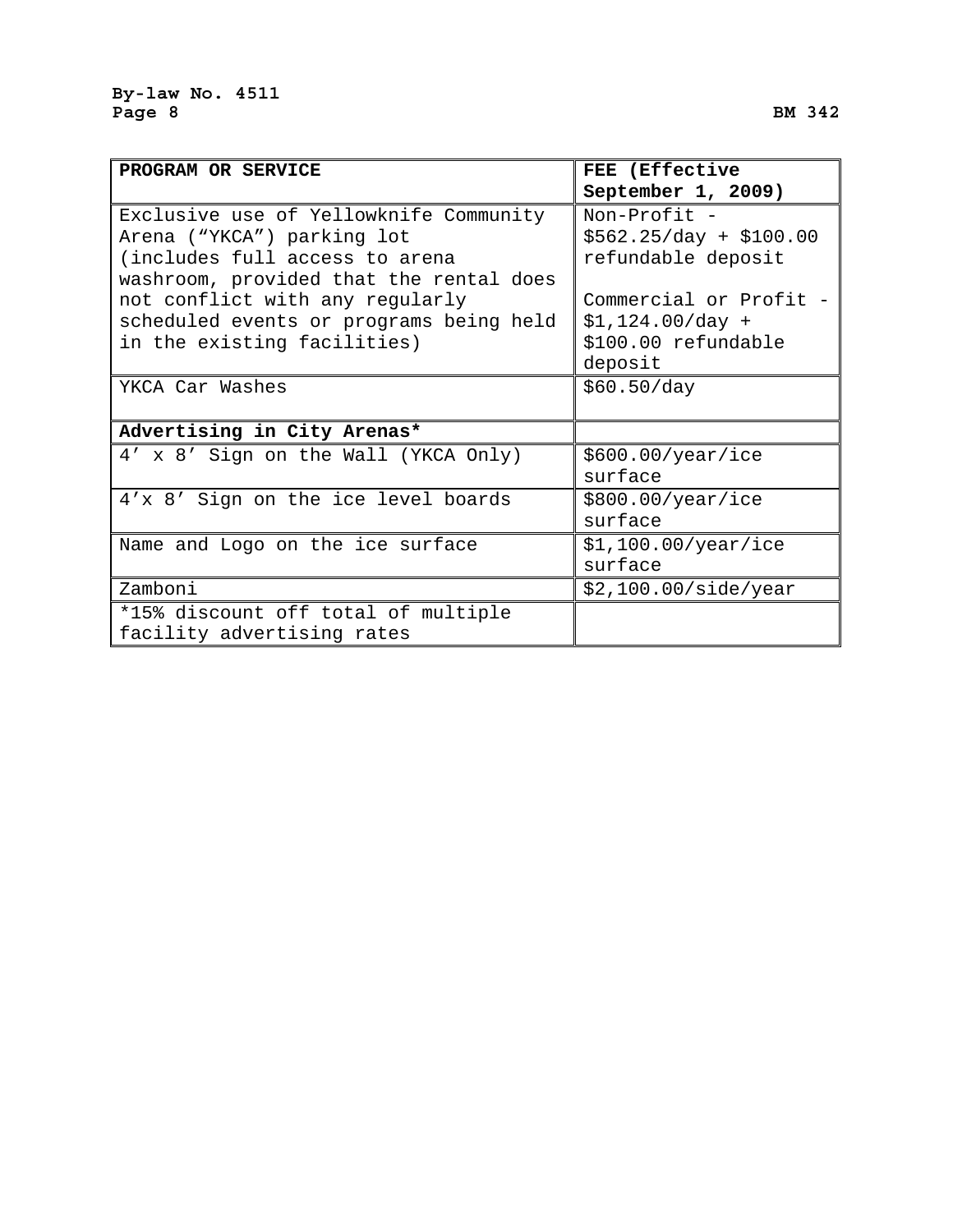| PROGRAM OR SERVICE | FEE (Effective September 1, 2009) |
|---|---|
| Exclusive use of Yellowknife Community Arena (“YKCA”) parking lot (includes full access to arena washroom, provided that the rental does not conflict with any regularly scheduled events or programs being held in the existing facilities) | Non-Profit - $562.25/day + $100.00 refundable deposit<br><br>Commercial or Profit - $1,124.00/day + $100.00 refundable deposit |
| YKCA Car Washes | $60.50/day |
| **Advertising in City Arenas*** | |
| 4’ x 8’ Sign on the Wall (YKCA Only) | $600.00/year/ice surface |
| 4’x 8’ Sign on the ice level boards | $800.00/year/ice surface |
| Name and Logo on the ice surface | $1,100.00/year/ice surface |
| Zamboni | $2,100.00/side/year |
| *15% discount off total of multiple facility advertising rates | |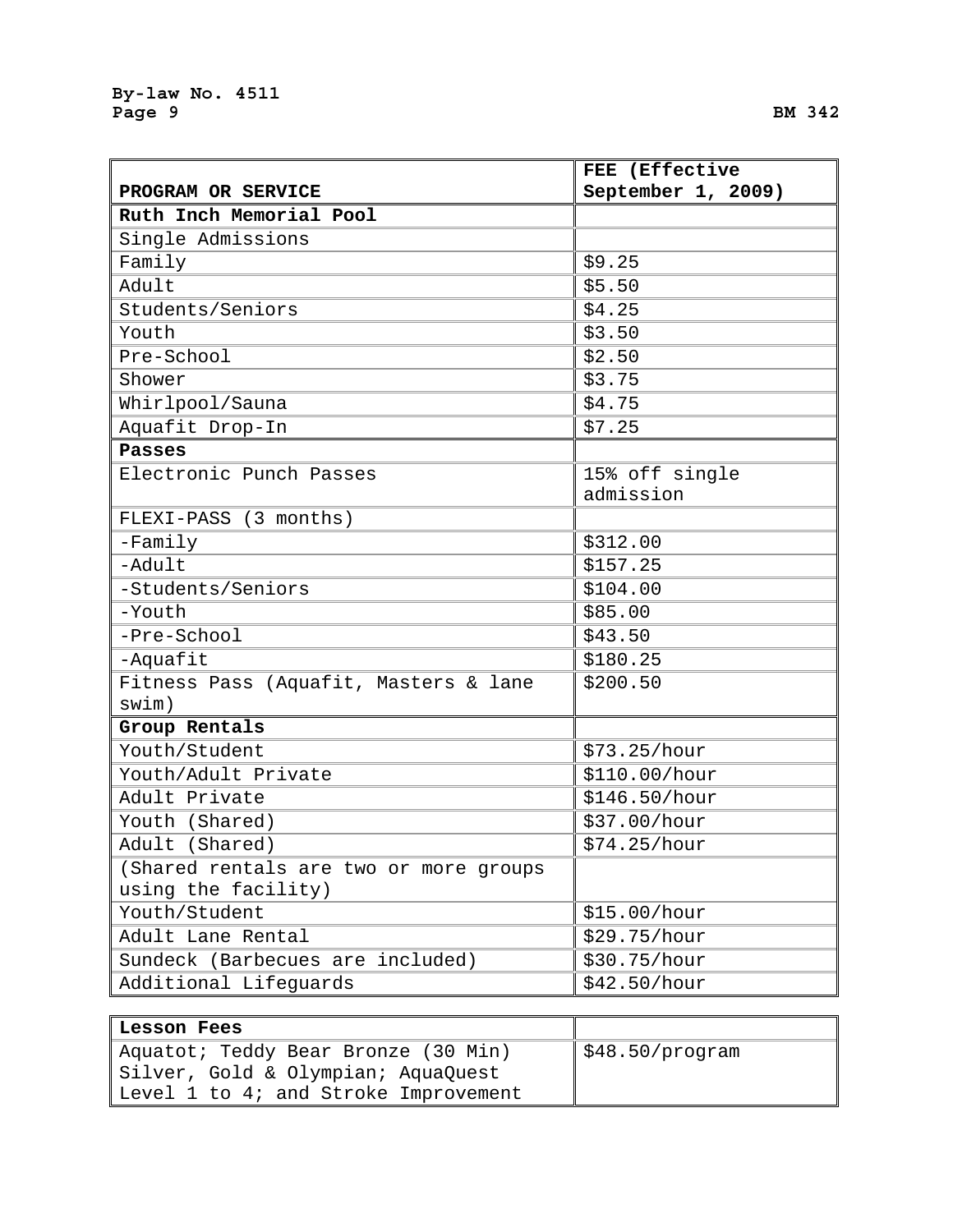| PROGRAM OR SERVICE | FEE (Effective September 1, 2009) |
|---|---|
| **Ruth Inch Memorial Pool** | |
| Single Admissions | |
| Family | $9.25 |
| Adult | $5.50 |
| Students/Seniors | $4.25 |
| Youth | $3.50 |
| Pre-School | $2.50 |
| Shower | $3.75 |
| Whirlpool/Sauna | $4.75 |
| Aquafit Drop-In | $7.25 |
| **Passes** | |
| Electronic Punch Passes | 15% off single admission |
| FLEXI-PASS (3 months) | |
| -Family | $312.00 |
| -Adult | $157.25 |
| -Students/Seniors | $104.00 |
| -Youth | $85.00 |
| -Pre-School | $43.50 |
| -Aquafit | $180.25 |
| Fitness Pass (Aquafit, Masters & lane swim) | $200.50 |
| **Group Rentals** | |
| Youth/Student | $73.25/hour |
| Youth/Adult Private | $110.00/hour |
| Adult Private | $146.50/hour |
| Youth (Shared) | $37.00/hour |
| Adult (Shared) | $74.25/hour |
| (Shared rentals are two or more groups using the facility) | |
| Youth/Student | $15.00/hour |
| Adult Lane Rental | $29.75/hour |
| Sundeck (Barbecues are included) | $30.75/hour |
| Additional Lifeguards | $42.50/hour |

| **Lesson Fees** | |
|---|---|
| Aquatot; Teddy Bear Bronze (30 Min) Silver, Gold & Olympian; AquaQuest Level 1 to 4; and Stroke Improvement | $48.50/program |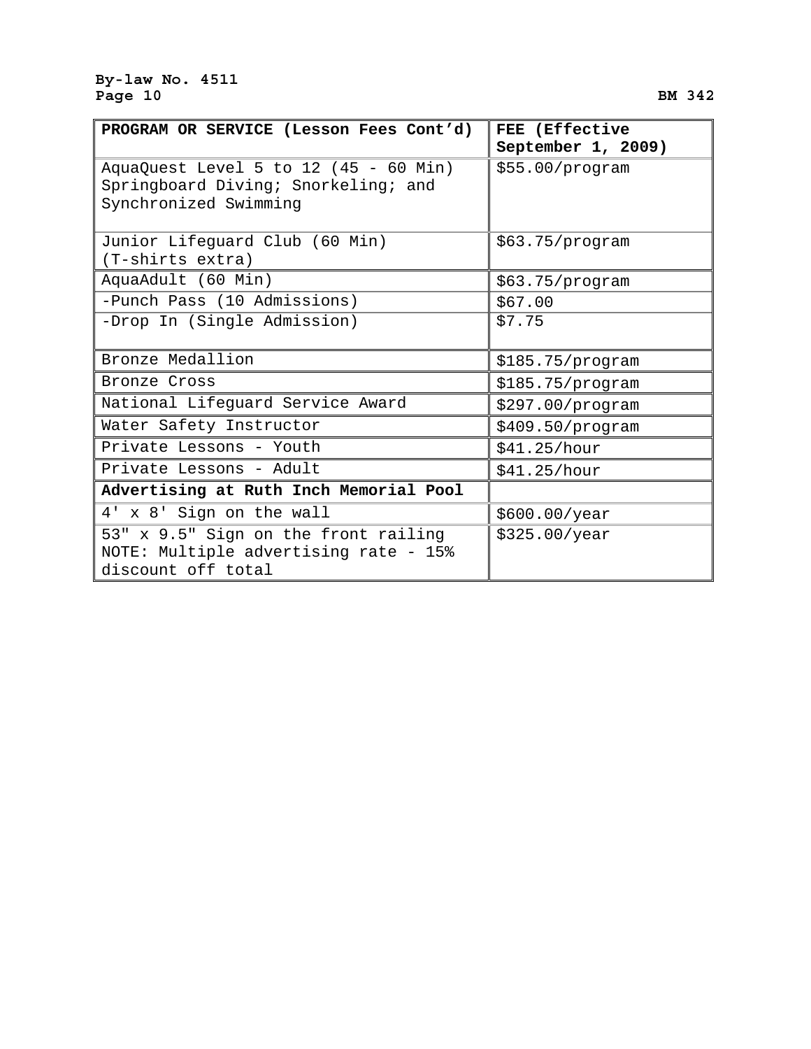| PROGRAM OR SERVICE (Lesson Fees Cont'd) | FEE (Effective September 1, 2009) |
| --- | --- |
| AquaQuest Level 5 to 12 (45 - 60 Min) Springboard Diving; Snorkeling; and Synchronized Swimming | $55.00/program |
| Junior Lifeguard Club (60 Min) (T-shirts extra) | $63.75/program |
| AquaAdult (60 Min) | $63.75/program |
| -Punch Pass (10 Admissions) | $67.00 |
| -Drop In (Single Admission) | $7.75 |
| Bronze Medallion | $185.75/program |
| Bronze Cross | $185.75/program |
| National Lifeguard Service Award | $297.00/program |
| Water Safety Instructor | $409.50/program |
| Private Lessons - Youth | $41.25/hour |
| Private Lessons - Adult | $41.25/hour |
| **Advertising at Ruth Inch Memorial Pool** | |
| 4' x 8' Sign on the wall | $600.00/year |
| 53" x 9.5" Sign on the front railing NOTE: Multiple advertising rate - 15% discount off total | $325.00/year |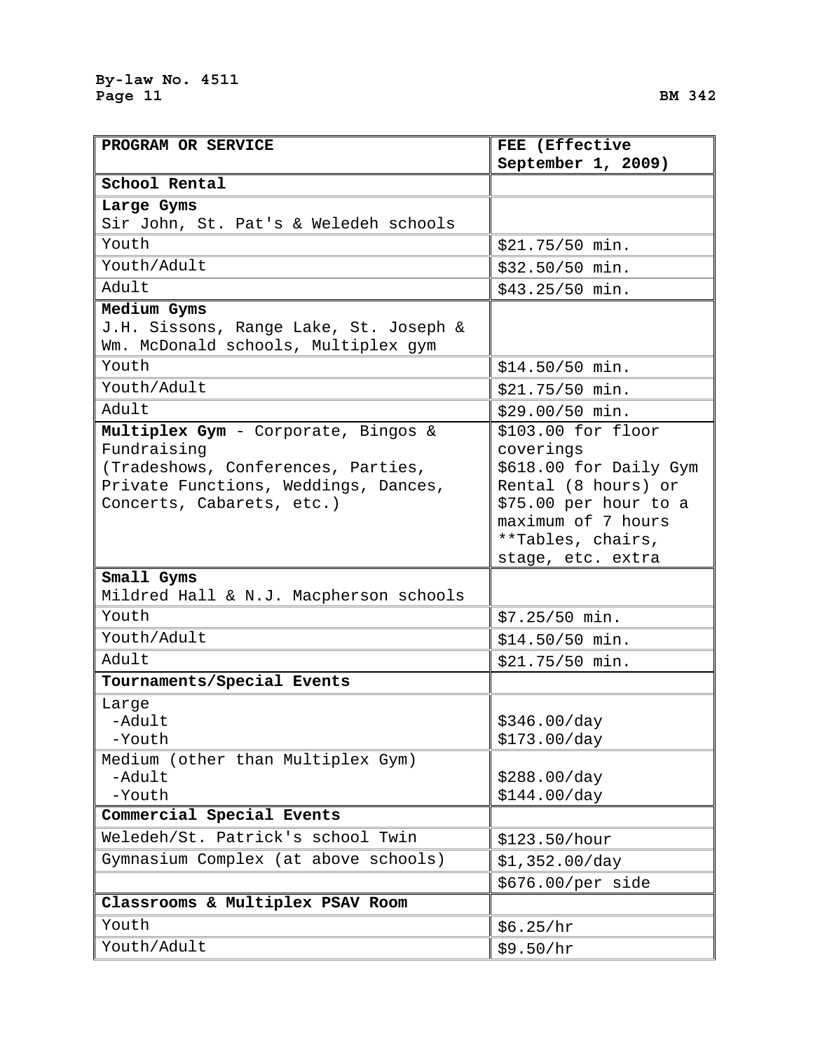| PROGRAM OR SERVICE | FEE (Effective September 1, 2009) |
|---|---|
| **School Rental** | |
| **Large Gyms**<br>Sir John, St. Pat's & Weledeh schools | |
| Youth | $21.75/50 min. |
| Youth/Adult | $32.50/50 min. |
| Adult | $43.25/50 min. |
| **Medium Gyms**<br>J.H. Sissons, Range Lake, St. Joseph & Wm. McDonald schools, Multiplex gym | |
| Youth | $14.50/50 min. |
| Youth/Adult | $21.75/50 min. |
| Adult | $29.00/50 min. |
| **Multiplex Gym** - Corporate, Bingos & Fundraising (Tradeshows, Conferences, Parties, Private Functions, Weddings, Dances, Concerts, Cabarets, etc.) | $103.00 for floor coverings<br>$618.00 for Daily Gym Rental (8 hours) or $75.00 per hour to a maximum of 7 hours<br>**Tables, chairs, stage, etc. extra |
| **Small Gyms**<br>Mildred Hall & N.J. Macpherson schools | |
| Youth | $7.25/50 min. |
| Youth/Adult | $14.50/50 min. |
| Adult | $21.75/50 min. |
| **Tournaments/Special Events** | |
| Large<br>-Adult<br>-Youth | <br>$346.00/day<br>$173.00/day |
| Medium (other than Multiplex Gym)<br>-Adult<br>-Youth | <br>$288.00/day<br>$144.00/day |
| **Commercial Special Events** | |
| Weledeh/St. Patrick's school Twin | $123.50/hour |
| Gymnasium Complex (at above schools) | $1,352.00/day |
| | $676.00/per side |
| **Classrooms & Multiplex PSAV Room** | |
| Youth | $6.25/hr |
| Youth/Adult | $9.50/hr |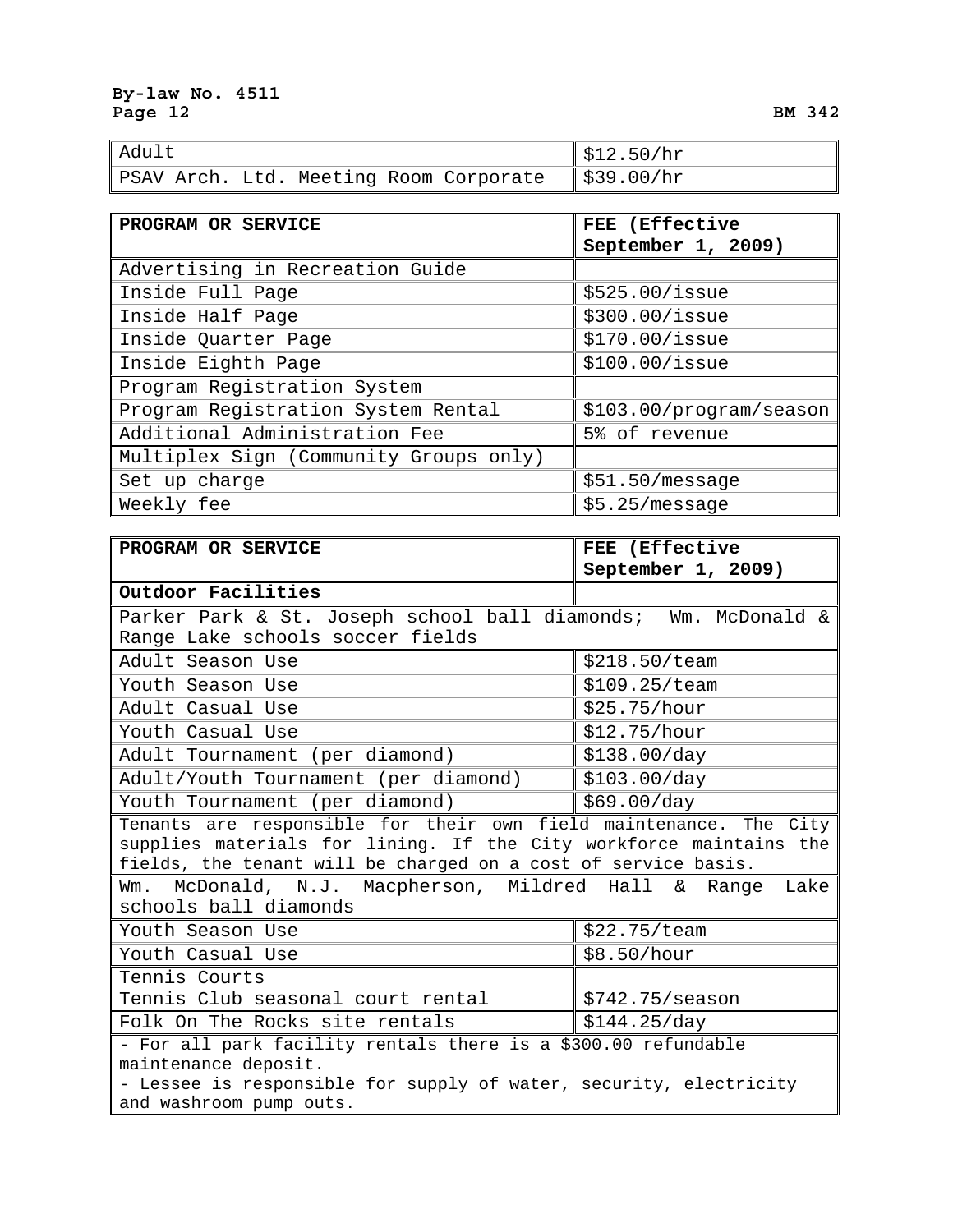| Adult | $12.50/hr |
|---|---|
| PSAV Arch. Ltd. Meeting Room Corporate | $39.00/hr |

| PROGRAM OR SERVICE | FEE (Effective September 1, 2009) |
|---|---|
| Advertising in Recreation Guide | |
| Inside Full Page | $525.00/issue |
| Inside Half Page | $300.00/issue |
| Inside Quarter Page | $170.00/issue |
| Inside Eighth Page | $100.00/issue |
| Program Registration System | |
| Program Registration System Rental | $103.00/program/season |
| Additional Administration Fee | 5% of revenue |
| Multiplex Sign (Community Groups only) | |
| Set up charge | $51.50/message |
| Weekly fee | $5.25/message |

| PROGRAM OR SERVICE | FEE (Effective September 1, 2009) |
|---|---|
| **Outdoor Facilities** | |
| Parker Park & St. Joseph school ball diamonds; Wm. McDonald & Range Lake schools soccer fields | |
| Adult Season Use | $218.50/team |
| Youth Season Use | $109.25/team |
| Adult Casual Use | $25.75/hour |
| Youth Casual Use | $12.75/hour |
| Adult Tournament (per diamond) | $138.00/day |
| Adult/Youth Tournament (per diamond) | $103.00/day |
| Youth Tournament (per diamond) | $69.00/day |
| Tenants are responsible for their own field maintenance. The City supplies materials for lining. If the City workforce maintains the fields, the tenant will be charged on a cost of service basis. | |
| Wm. McDonald, N.J. Macpherson, Mildred Hall & Range Lake schools ball diamonds | |
| Youth Season Use | $22.75/team |
| Youth Casual Use | $8.50/hour |
| Tennis Courts<br>Tennis Club seasonal court rental | $742.75/season |
| Folk On The Rocks site rentals | $144.25/day |
| - For all park facility rentals there is a $300.00 refundable maintenance deposit.<br>- Lessee is responsible for supply of water, security, electricity and washroom pump outs. | |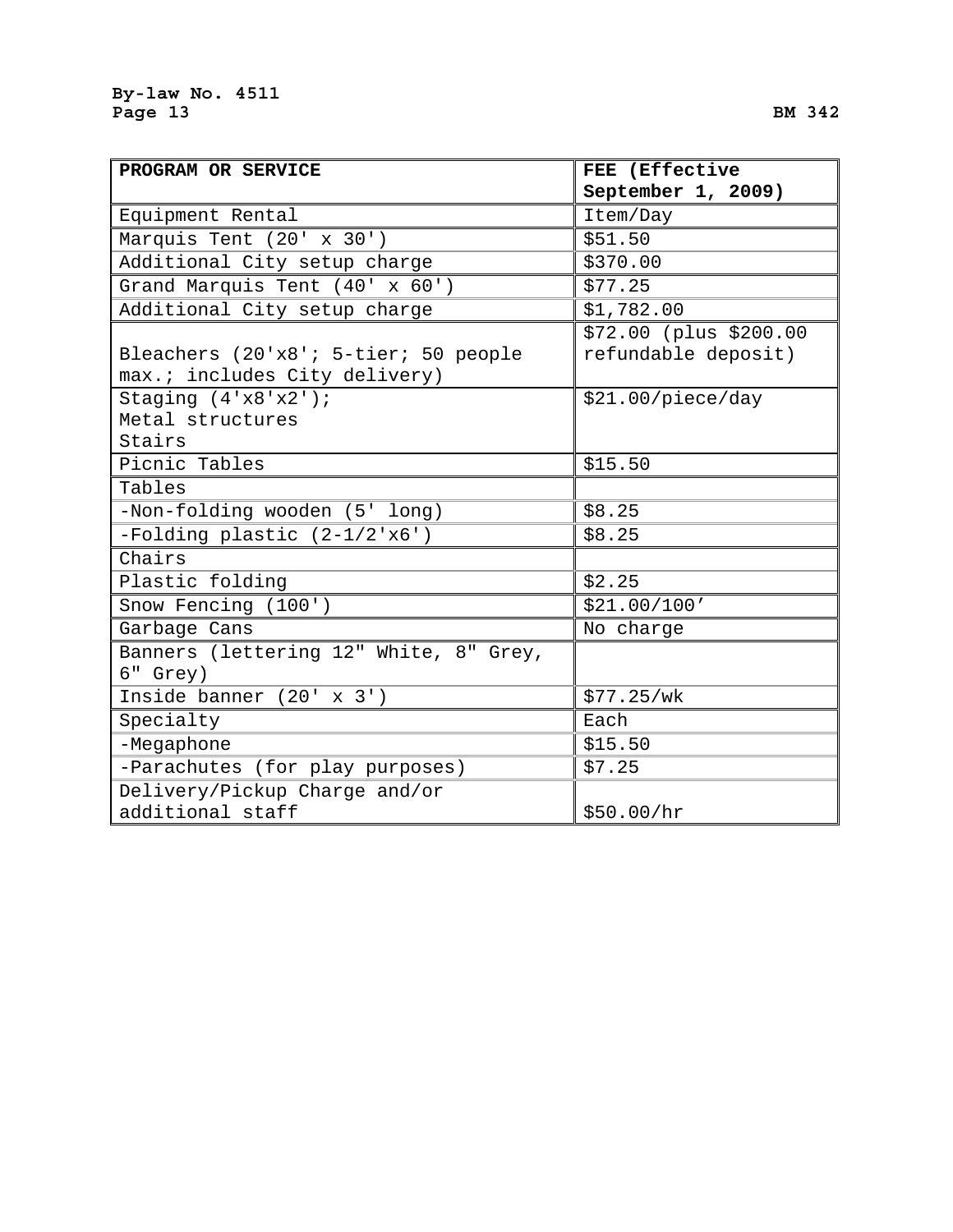| PROGRAM OR SERVICE | FEE (Effective September 1, 2009) |
|---|---|
| Equipment Rental | Item/Day |
| Marquis Tent (20' x 30') | $51.50 |
| Additional City setup charge | $370.00 |
| Grand Marquis Tent (40' x 60') | $77.25 |
| Additional City setup charge | $1,782.00 |
| Bleachers (20'x8'; 5-tier; 50 people max.; includes City delivery) | $72.00 (plus $200.00 refundable deposit) |
| Staging (4'x8'x2'); Metal structures Stairs | $21.00/piece/day |
| Picnic Tables | $15.50 |
| Tables | |
| -Non-folding wooden (5' long) | $8.25 |
| -Folding plastic (2-1/2'x6') | $8.25 |
| Chairs | |
| Plastic folding | $2.25 |
| Snow Fencing (100') | $21.00/100' |
| Garbage Cans | No charge |
| Banners (lettering 12" White, 8" Grey, 6" Grey) | |
| Inside banner (20' x 3') | $77.25/wk |
| Specialty | Each |
| -Megaphone | $15.50 |
| -Parachutes (for play purposes) | $7.25 |
| Delivery/Pickup Charge and/or additional staff | $50.00/hr |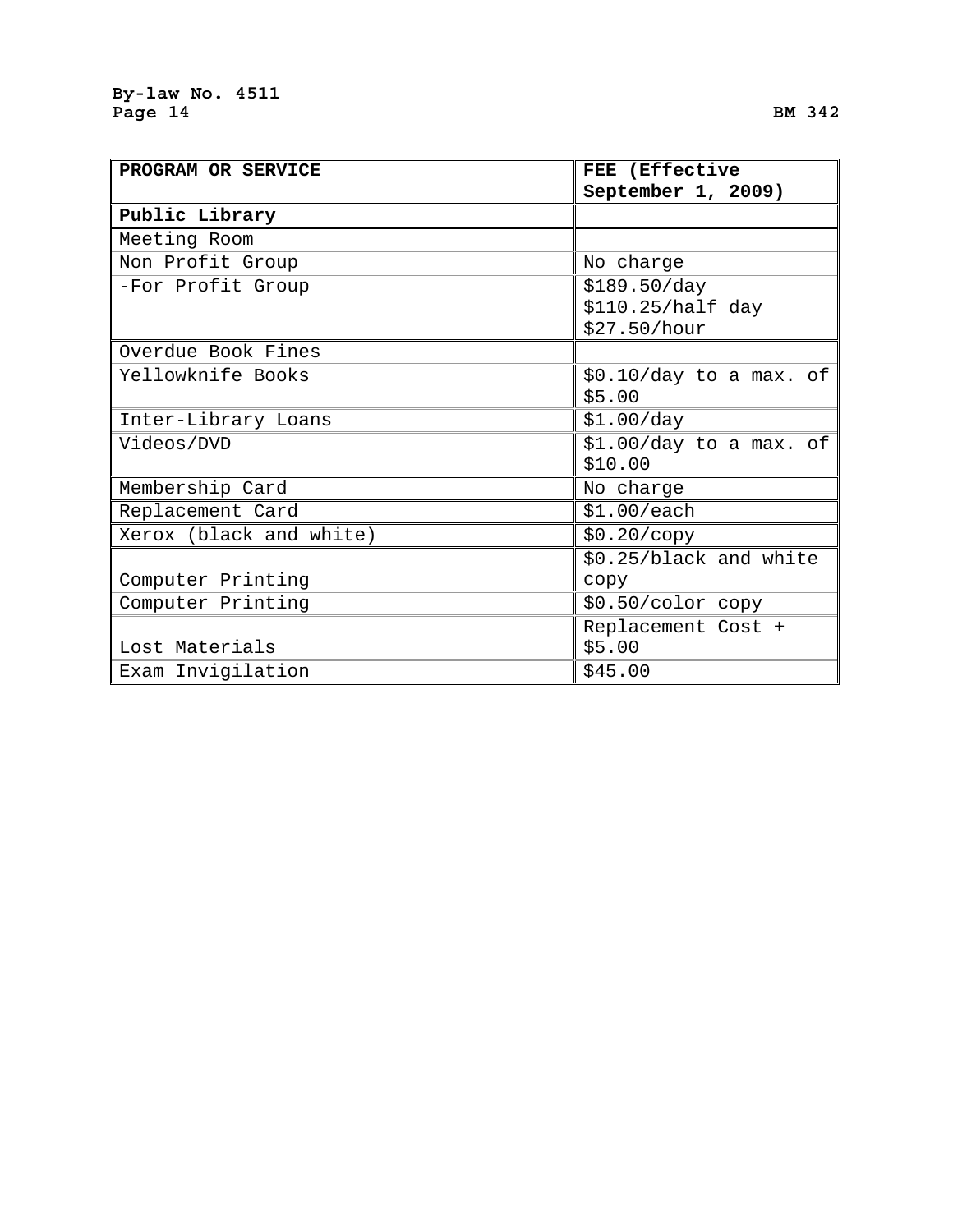| PROGRAM OR SERVICE | FEE (Effective September 1, 2009) |
|---|---|
| **Public Library** | |
| Meeting Room | |
| Non Profit Group | No charge |
| -For Profit Group | $189.50/day<br>$110.25/half day<br>$27.50/hour |
| Overdue Book Fines | |
| Yellowknife Books | $0.10/day to a max. of $5.00 |
| Inter-Library Loans | $1.00/day |
| Videos/DVD | $1.00/day to a max. of $10.00 |
| Membership Card | No charge |
| Replacement Card | $1.00/each |
| Xerox (black and white) | $0.20/copy |
| Computer Printing | $0.25/black and white copy |
| Computer Printing | $0.50/color copy |
| Lost Materials | Replacement Cost + $5.00 |
| Exam Invigilation | $45.00 |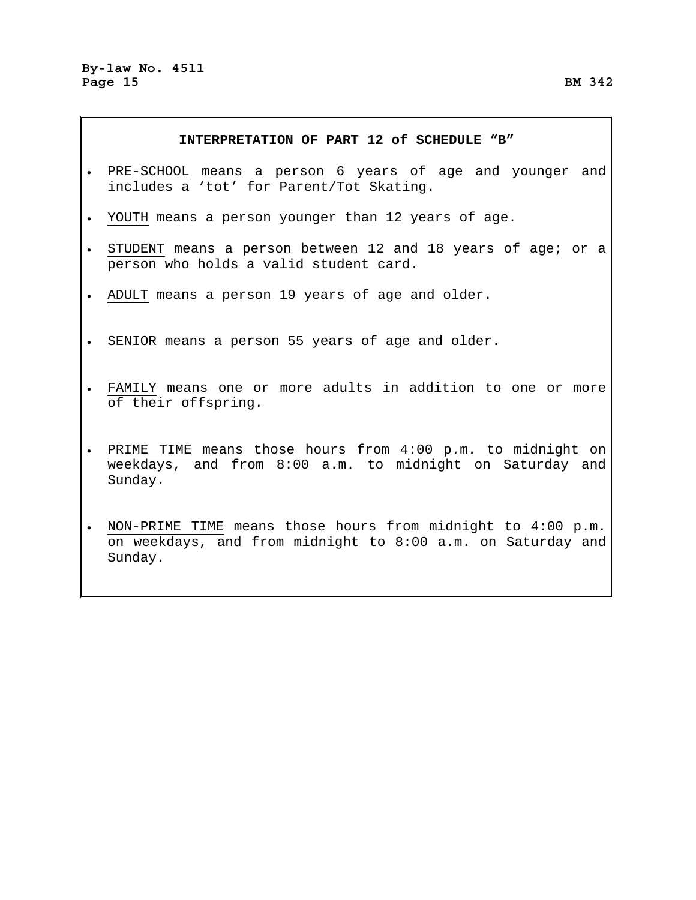## INTERPRETATION OF PART 12 of SCHEDULE "B"

- PRE-SCHOOL means a person 6 years of age and younger and includes a 'tot' for Parent/Tot Skating.
- YOUTH means a person younger than 12 years of age.
- STUDENT means a person between 12 and 18 years of age; or a person who holds a valid student card.
- ADULT means a person 19 years of age and older.
- SENIOR means a person 55 years of age and older.
- FAMILY means one or more adults in addition to one or more of their offspring.
- PRIME TIME means those hours from 4:00 p.m. to midnight on weekdays, and from 8:00 a.m. to midnight on Saturday and Sunday.
- NON-PRIME TIME means those hours from midnight to 4:00 p.m. on weekdays, and from midnight to 8:00 a.m. on Saturday and Sunday.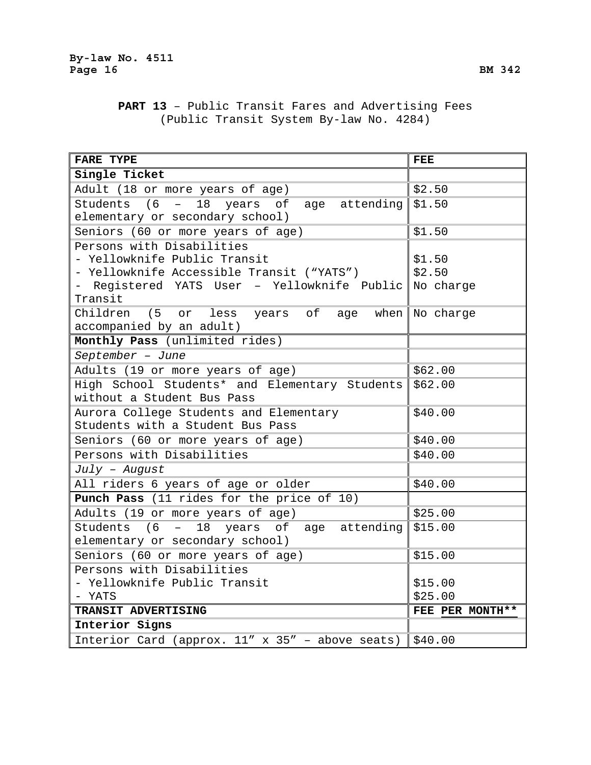**PART 13** – Public Transit Fares and Advertising Fees
(Public Transit System By-law No. 4284)

| FARE TYPE | FEE |
|---|---|
| **Single Ticket** | |
| Adult (18 or more years of age) | $2.50 |
| Students (6 – 18 years of age attending elementary or secondary school) | $1.50 |
| Seniors (60 or more years of age) | $1.50 |
| Persons with Disabilities<br>- Yellowknife Public Transit<br>- Yellowknife Accessible Transit (“YATS”)<br>- Registered YATS User – Yellowknife Public Transit | <br>$1.50<br>$2.50<br>No charge |
| Children (5 or less years of age when accompanied by an adult) | No charge |
| **Monthly Pass** (unlimited rides) | |
| *September – June* | |
| Adults (19 or more years of age) | $62.00 |
| High School Students* and Elementary Students without a Student Bus Pass | $62.00 |
| Aurora College Students and Elementary Students with a Student Bus Pass | $40.00 |
| Seniors (60 or more years of age) | $40.00 |
| Persons with Disabilities | $40.00 |
| *July – August* | |
| All riders 6 years of age or older | $40.00 |
| **Punch Pass** (11 rides for the price of 10) | |
| Adults (19 or more years of age) | $25.00 |
| Students (6 – 18 years of age attending elementary or secondary school) | $15.00 |
| Seniors (60 or more years of age) | $15.00 |
| Persons with Disabilities<br>- Yellowknife Public Transit<br>- YATS | <br>$15.00<br>$25.00 |
| **TRANSIT ADVERTISING** | **FEE PER MONTH**** |
| **Interior Signs** | |
| Interior Card (approx. 11” x 35” – above seats) | $40.00 |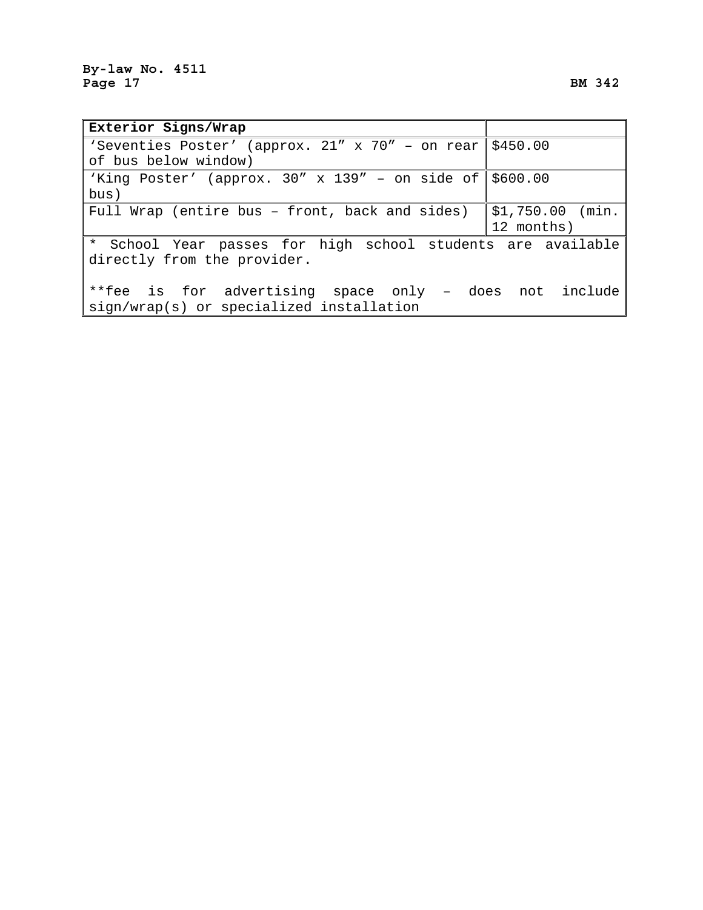| Exterior Signs/Wrap | |
|---|---|
| ‘Seventies Poster’ (approx. 21″ x 70″ – on rear of bus below window) | $450.00 |
| ‘King Poster’ (approx. 30″ x 139″ – on side of bus) | $600.00 |
| Full Wrap (entire bus – front, back and sides) | $1,750.00 (min. 12 months) |

* School Year passes for high school students are available directly from the provider.

**fee is for advertising space only – does not include sign/wrap(s) or specialized installation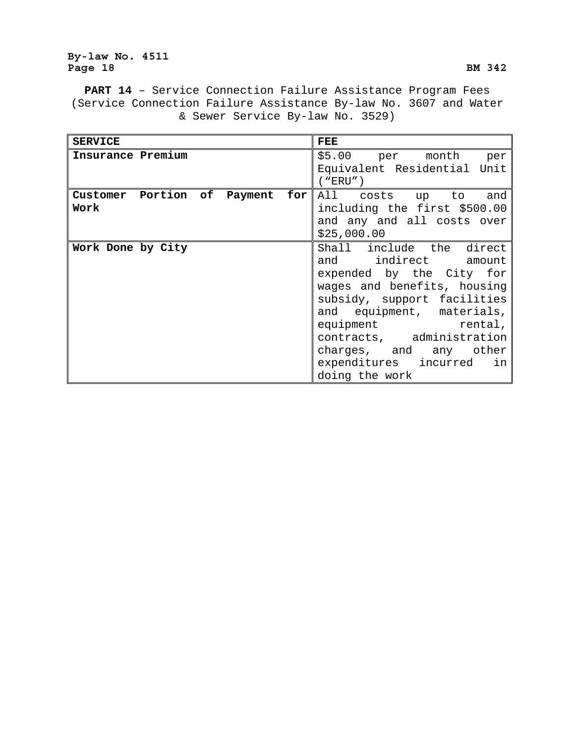**PART 14** – Service Connection Failure Assistance Program Fees (Service Connection Failure Assistance By-law No. 3607 and Water & Sewer Service By-law No. 3529)

| SERVICE | FEE |
|---|---|
| **Insurance Premium** | $5.00 per month per Equivalent Residential Unit (“ERU”) |
| **Customer Portion of Payment for Work** | All costs up to and including the first $500.00 and any and all costs over $25,000.00 |
| **Work Done by City** | Shall include the direct and indirect amount expended by the City for wages and benefits, housing subsidy, support facilities and equipment, materials, equipment rental, contracts, administration charges, and any other expenditures incurred in doing the work |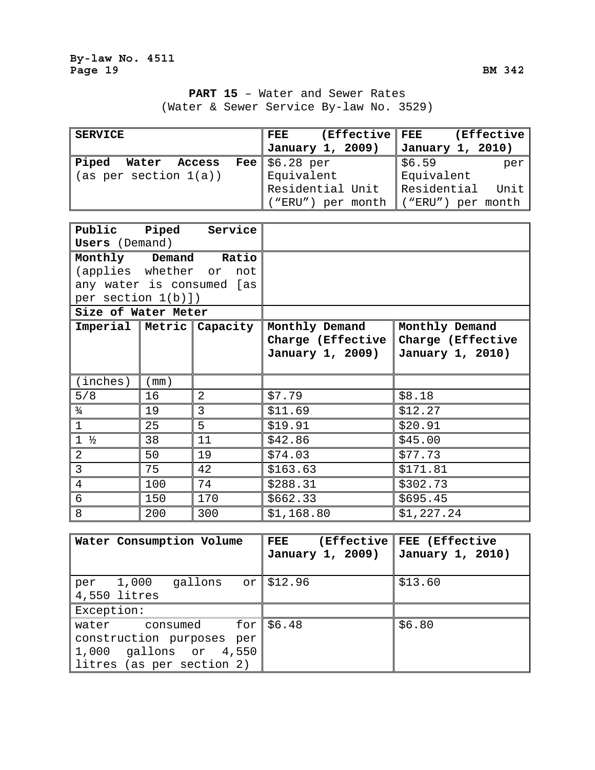## PART 15 – Water and Sewer Rates
(Water & Sewer Service By-law No. 3529)

| SERVICE | FEE (Effective January 1, 2009) | FEE (Effective January 1, 2010) |
|---|---|---|
| **Piped Water Access Fee** (as per section 1(a)) | $6.28 per Equivalent Residential Unit ("ERU") per month | $6.59 per Equivalent Residential Unit ("ERU") per month |

| **Public Piped Service Users** (Demand) | | | | |
|---|---|---|---|---|
| **Monthly Demand Ratio** (applies whether or not any water is consumed [as per section 1(b)]) | | | | |
| **Size of Water Meter** | | | | |
| **Imperial** | **Metric** | **Capacity** | **Monthly Demand Charge (Effective January 1, 2009)** | **Monthly Demand Charge (Effective January 1, 2010)** |
| (inches) | (mm) | | | |
| 5/8 | 16 | 2 | $7.79 | $8.18 |
| ¾ | 19 | 3 | $11.69 | $12.27 |
| 1 | 25 | 5 | $19.91 | $20.91 |
| 1 ½ | 38 | 11 | $42.86 | $45.00 |
| 2 | 50 | 19 | $74.03 | $77.73 |
| 3 | 75 | 42 | $163.63 | $171.81 |
| 4 | 100 | 74 | $288.31 | $302.73 |
| 6 | 150 | 170 | $662.33 | $695.45 |
| 8 | 200 | 300 | $1,168.80 | $1,227.24 |

| Water Consumption Volume | FEE (Effective January 1, 2009) | FEE (Effective January 1, 2010) |
|---|---|---|
| per 1,000 gallons or 4,550 litres | $12.96 | $13.60 |
| Exception: | | |
| water consumed for construction purposes per 1,000 gallons or 4,550 litres (as per section 2) | $6.48 | $6.80 |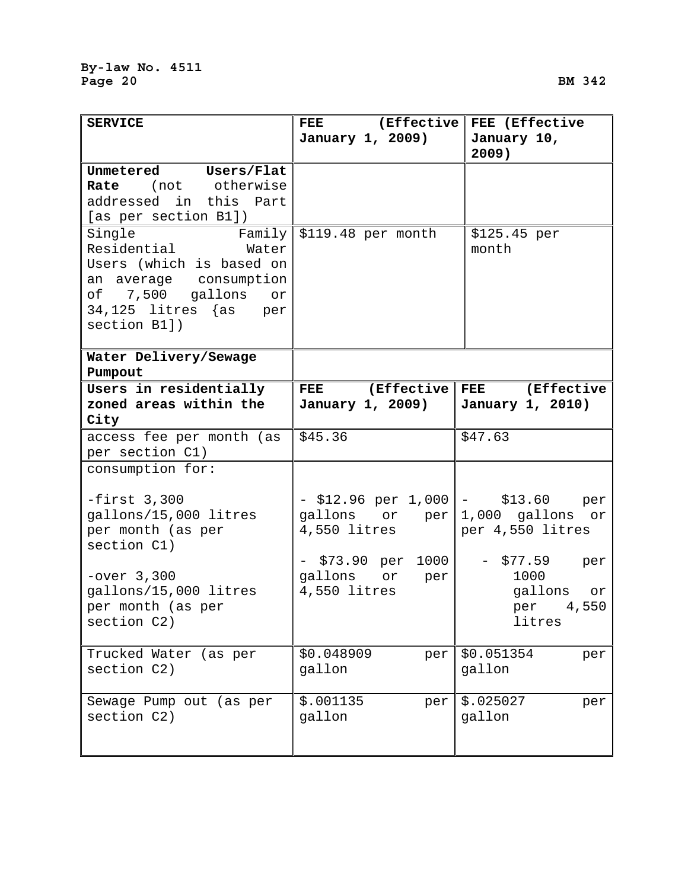| SERVICE | FEE (Effective January 1, 2009) | FEE (Effective January 10, 2009) |
|---|---|---|
| **Unmetered Users/Flat Rate** (not otherwise addressed in this Part [as per section B1]) | | |
| Single Family Residential Water Users (which is based on an average consumption of 7,500 gallons or 34,125 litres {as per section B1]) | $119.48 per month | $125.45 per month |
| **Water Delivery/Sewage Pumpout** | | |
| **Users in residentially zoned areas within the City** | **FEE (Effective January 1, 2009)** | **FEE (Effective January 1, 2010)** |
| access fee per month (as per section C1) | $45.36 | $47.63 |
| consumption for:<br><br>-first 3,300 gallons/15,000 litres per month (as per section C1)<br><br>-over 3,300 gallons/15,000 litres per month (as per section C2) | <br><br>- $12.96 per 1,000 gallons or per 4,550 litres<br><br>- $73.90 per 1000 gallons or per 4,550 litres | <br><br>- $13.60 per 1,000 gallons or per 4,550 litres<br><br>- $77.59 per 1000 gallons or per 4,550 litres |
| Trucked Water (as per section C2) | $0.048909 per gallon | $0.051354 per gallon |
| Sewage Pump out (as per section C2) | $.001135 per gallon | $.025027 per gallon |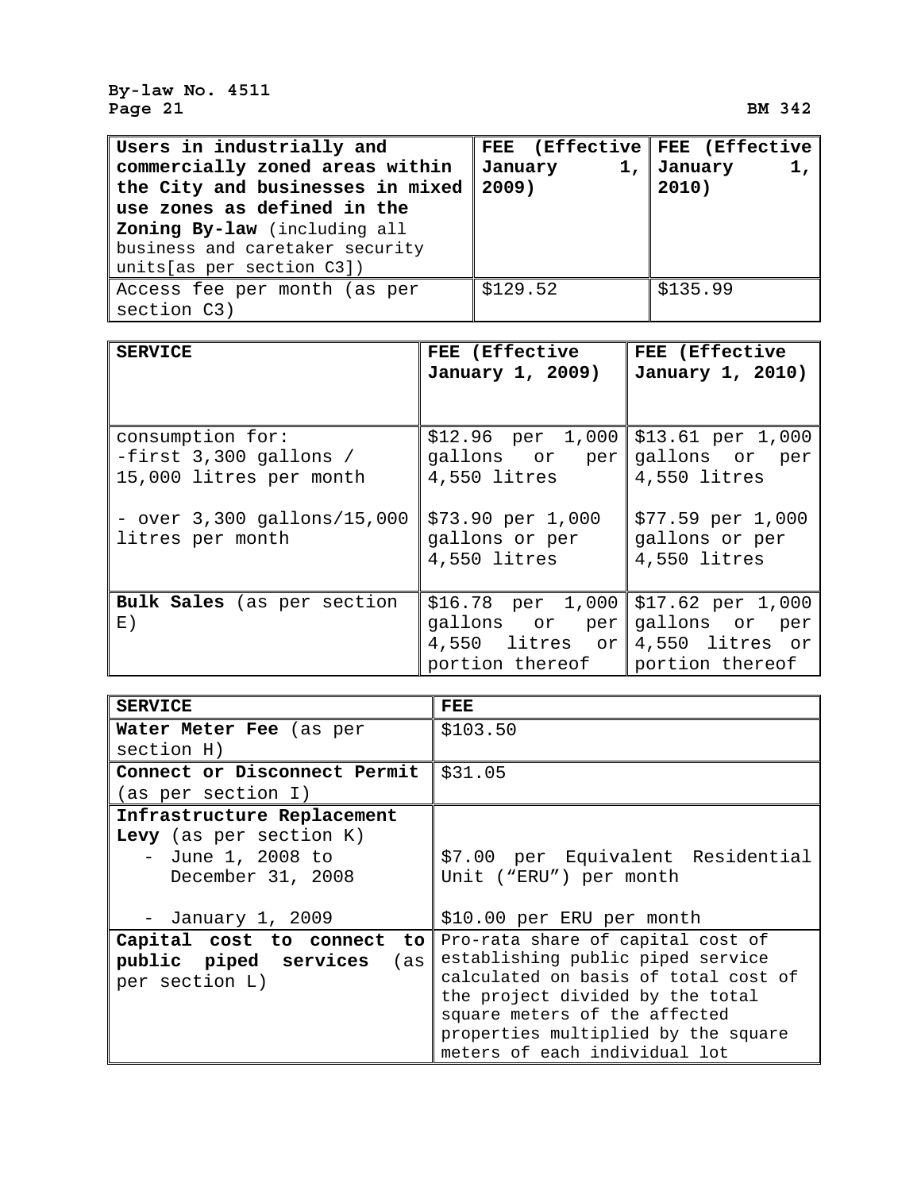| **Users in industrially and commercially zoned areas within the City and businesses in mixed use zones as defined in the Zoning By-law** (including all business and caretaker security units[as per section C3]) | **FEE (Effective January 1, 2009)** | **FEE (Effective January 1, 2010)** |
|---|---|---|
| Access fee per month (as per section C3) | $129.52 | $135.99 |

| **SERVICE** | **FEE (Effective January 1, 2009)** | **FEE (Effective January 1, 2010)** |
|---|---|---|
| consumption for:<br>-first 3,300 gallons / 15,000 litres per month<br><br>- over 3,300 gallons/15,000 litres per month | $12.96 per 1,000 gallons or per 4,550 litres<br><br>$73.90 per 1,000 gallons or per 4,550 litres | $13.61 per 1,000 gallons or per 4,550 litres<br><br>$77.59 per 1,000 gallons or per 4,550 litres |
| **Bulk Sales** (as per section E) | $16.78 per 1,000 gallons or per 4,550 litres or portion thereof | $17.62 per 1,000 gallons or per 4,550 litres or portion thereof |

| **SERVICE** | **FEE** |
|---|---|
| **Water Meter Fee** (as per section H) | $103.50 |
| **Connect or Disconnect Permit** (as per section I) | $31.05 |
| **Infrastructure Replacement Levy** (as per section K)<br>- June 1, 2008 to December 31, 2008<br><br>- January 1, 2009 | <br><br>$7.00 per Equivalent Residential Unit ("ERU") per month<br><br>$10.00 per ERU per month |
| **Capital cost to connect to public piped services** (as per section L) | Pro-rata share of capital cost of establishing public piped service calculated on basis of total cost of the project divided by the total square meters of the affected properties multiplied by the square meters of each individual lot |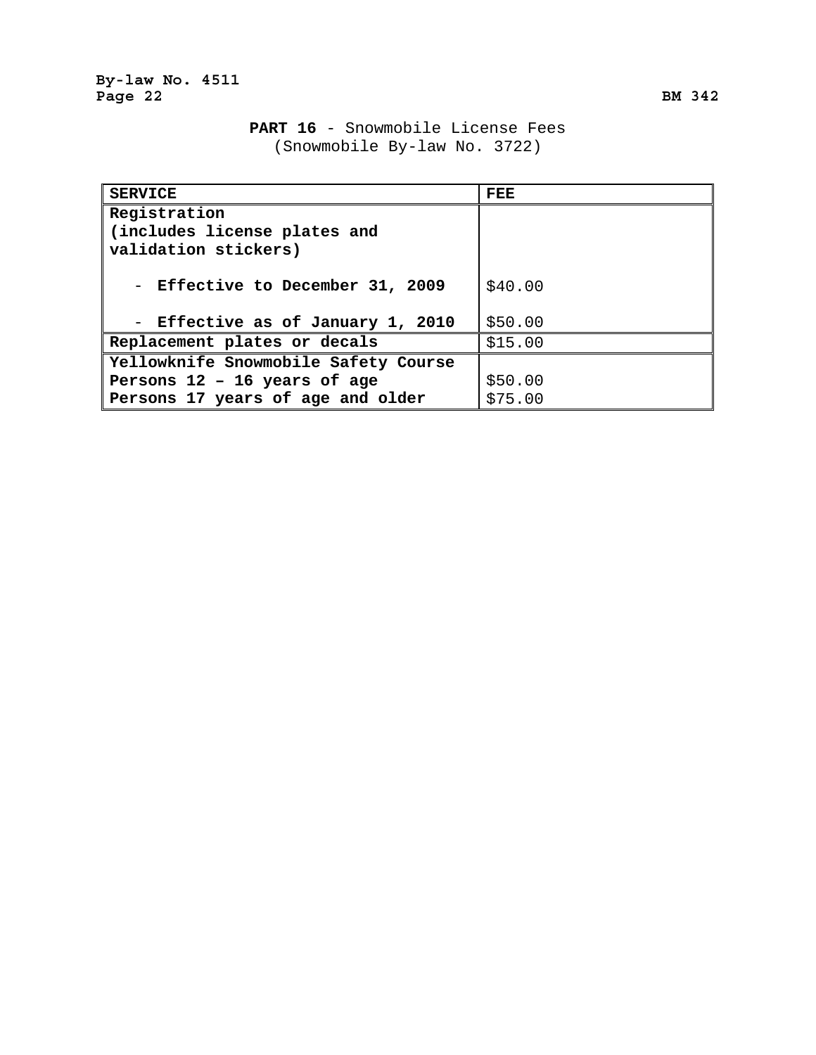**PART 16** - Snowmobile License Fees
(Snowmobile By-law No. 3722)

| SERVICE | FEE |
|---|---|
| Registration (includes license plates and validation stickers) | |
| - **Effective to December 31, 2009** | $40.00 |
| - **Effective as of January 1, 2010** | $50.00 |
| Replacement plates or decals | $15.00 |
| Yellowknife Snowmobile Safety Course | |
| Persons 12 – 16 years of age | $50.00 |
| Persons 17 years of age and older | $75.00 |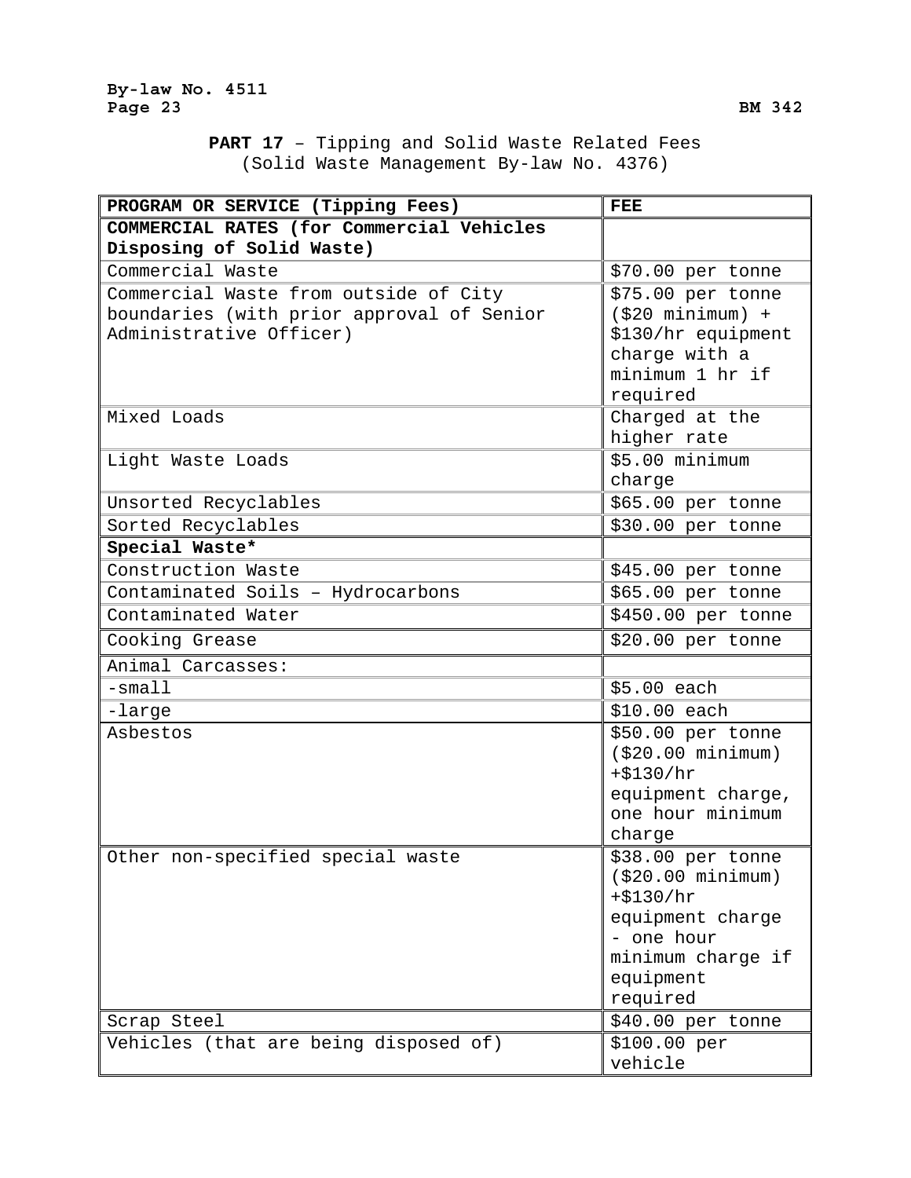**PART 17** – Tipping and Solid Waste Related Fees
(Solid Waste Management By-law No. 4376)

| PROGRAM OR SERVICE (Tipping Fees) | FEE |
|---|---|
| **COMMERCIAL RATES (for Commercial Vehicles Disposing of Solid Waste)** | |
| Commercial Waste | $70.00 per tonne |
| Commercial Waste from outside of City boundaries (with prior approval of Senior Administrative Officer) | $75.00 per tonne ($20 minimum) + $130/hr equipment charge with a minimum 1 hr if required |
| Mixed Loads | Charged at the higher rate |
| Light Waste Loads | $5.00 minimum charge |
| Unsorted Recyclables | $65.00 per tonne |
| Sorted Recyclables | $30.00 per tonne |
| **Special Waste*** | |
| Construction Waste | $45.00 per tonne |
| Contaminated Soils – Hydrocarbons | $65.00 per tonne |
| Contaminated Water | $450.00 per tonne |
| Cooking Grease | $20.00 per tonne |
| Animal Carcasses: | |
| -small | $5.00 each |
| -large | $10.00 each |
| Asbestos | $50.00 per tonne ($20.00 minimum) +$130/hr equipment charge, one hour minimum charge |
| Other non-specified special waste | $38.00 per tonne ($20.00 minimum) +$130/hr equipment charge - one hour minimum charge if equipment required |
| Scrap Steel | $40.00 per tonne |
| Vehicles (that are being disposed of) | $100.00 per vehicle |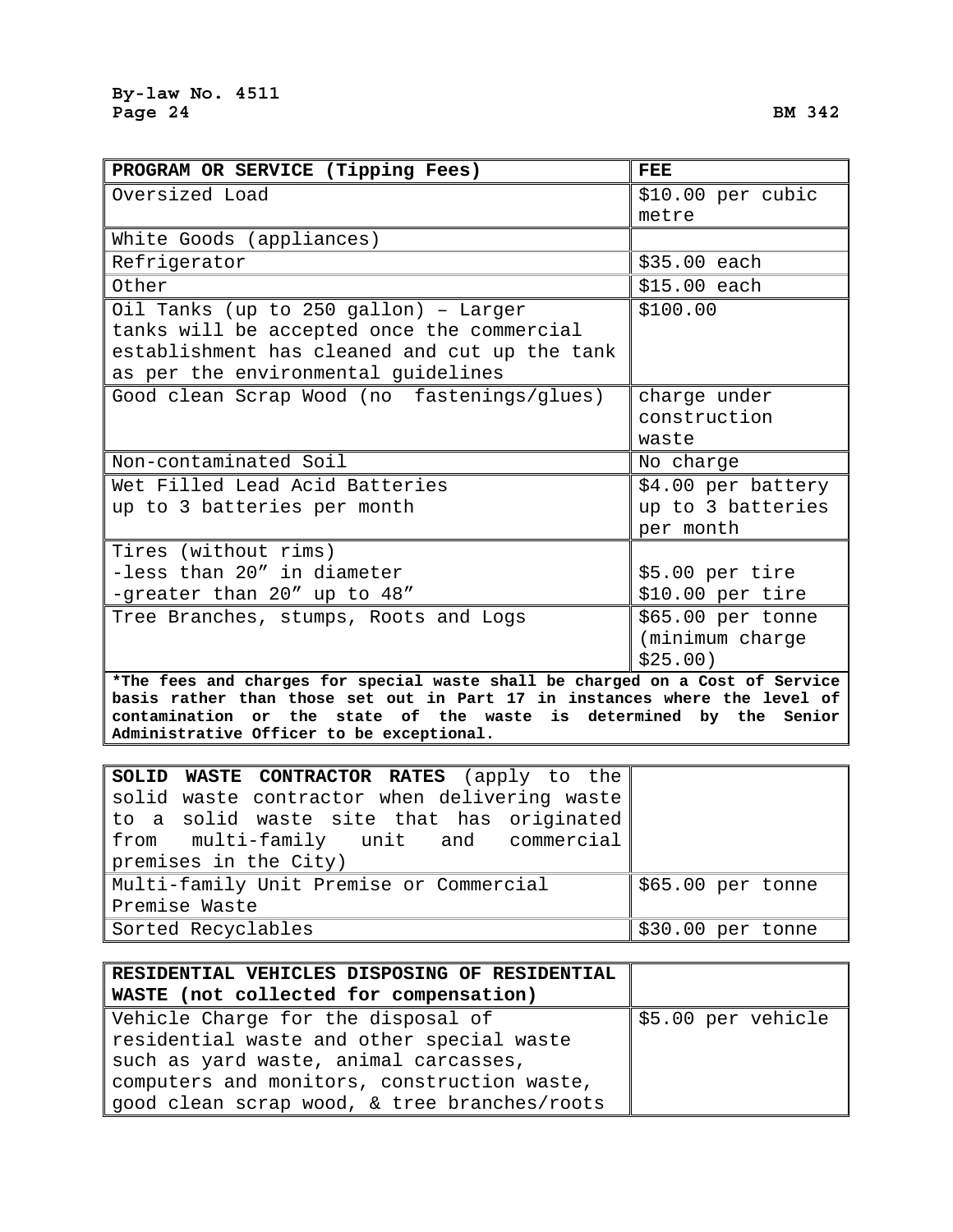| PROGRAM OR SERVICE (Tipping Fees) | FEE |
|---|---|
| Oversized Load | $10.00 per cubic metre |
| White Goods (appliances) | |
| Refrigerator | $35.00 each |
| Other | $15.00 each |
| Oil Tanks (up to 250 gallon) – Larger tanks will be accepted once the commercial establishment has cleaned and cut up the tank as per the environmental guidelines | $100.00 |
| Good clean Scrap Wood (no fastenings/glues) | charge under construction waste |
| Non-contaminated Soil | No charge |
| Wet Filled Lead Acid Batteries up to 3 batteries per month | $4.00 per battery up to 3 batteries per month |
| Tires (without rims)<br>-less than 20″ in diameter<br>-greater than 20″ up to 48″ | <br>$5.00 per tire<br>$10.00 per tire |
| Tree Branches, stumps, Roots and Logs | $65.00 per tonne (minimum charge $25.00) |
| **\*The fees and charges for special waste shall be charged on a Cost of Service basis rather than those set out in Part 17 in instances where the level of contamination or the state of the waste is determined by the Senior Administrative Officer to be exceptional.** | |

| **SOLID WASTE CONTRACTOR RATES** (apply to the solid waste contractor when delivering waste to a solid waste site that has originated from multi-family unit and commercial premises in the City) | |
|---|---|
| Multi-family Unit Premise or Commercial Premise Waste | $65.00 per tonne |
| Sorted Recyclables | $30.00 per tonne |

| **RESIDENTIAL VEHICLES DISPOSING OF RESIDENTIAL WASTE (not collected for compensation)** | |
|---|---|
| Vehicle Charge for the disposal of residential waste and other special waste such as yard waste, animal carcasses, computers and monitors, construction waste, good clean scrap wood, & tree branches/roots | $5.00 per vehicle |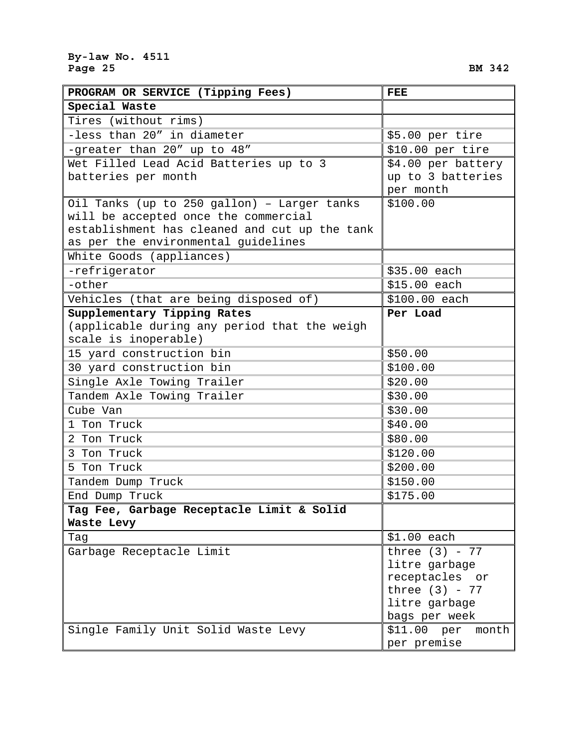| PROGRAM OR SERVICE (Tipping Fees) | FEE |
|---|---|
| **Special Waste** | |
| Tires (without rims) | |
| -less than 20″ in diameter | $5.00 per tire |
| -greater than 20″ up to 48″ | $10.00 per tire |
| Wet Filled Lead Acid Batteries up to 3 batteries per month | $4.00 per battery up to 3 batteries per month |
| Oil Tanks (up to 250 gallon) – Larger tanks will be accepted once the commercial establishment has cleaned and cut up the tank as per the environmental guidelines | $100.00 |
| White Goods (appliances) | |
| -refrigerator | $35.00 each |
| -other | $15.00 each |
| Vehicles (that are being disposed of) | $100.00 each |
| **Supplementary Tipping Rates** (applicable during any period that the weigh scale is inoperable) | **Per Load** |
| 15 yard construction bin | $50.00 |
| 30 yard construction bin | $100.00 |
| Single Axle Towing Trailer | $20.00 |
| Tandem Axle Towing Trailer | $30.00 |
| Cube Van | $30.00 |
| 1 Ton Truck | $40.00 |
| 2 Ton Truck | $80.00 |
| 3 Ton Truck | $120.00 |
| 5 Ton Truck | $200.00 |
| Tandem Dump Truck | $150.00 |
| End Dump Truck | $175.00 |
| **Tag Fee, Garbage Receptacle Limit & Solid Waste Levy** | |
| Tag | $1.00 each |
| Garbage Receptacle Limit | three (3) - 77 litre garbage receptacles or three (3) - 77 litre garbage bags per week |
| Single Family Unit Solid Waste Levy | $11.00 per month per premise |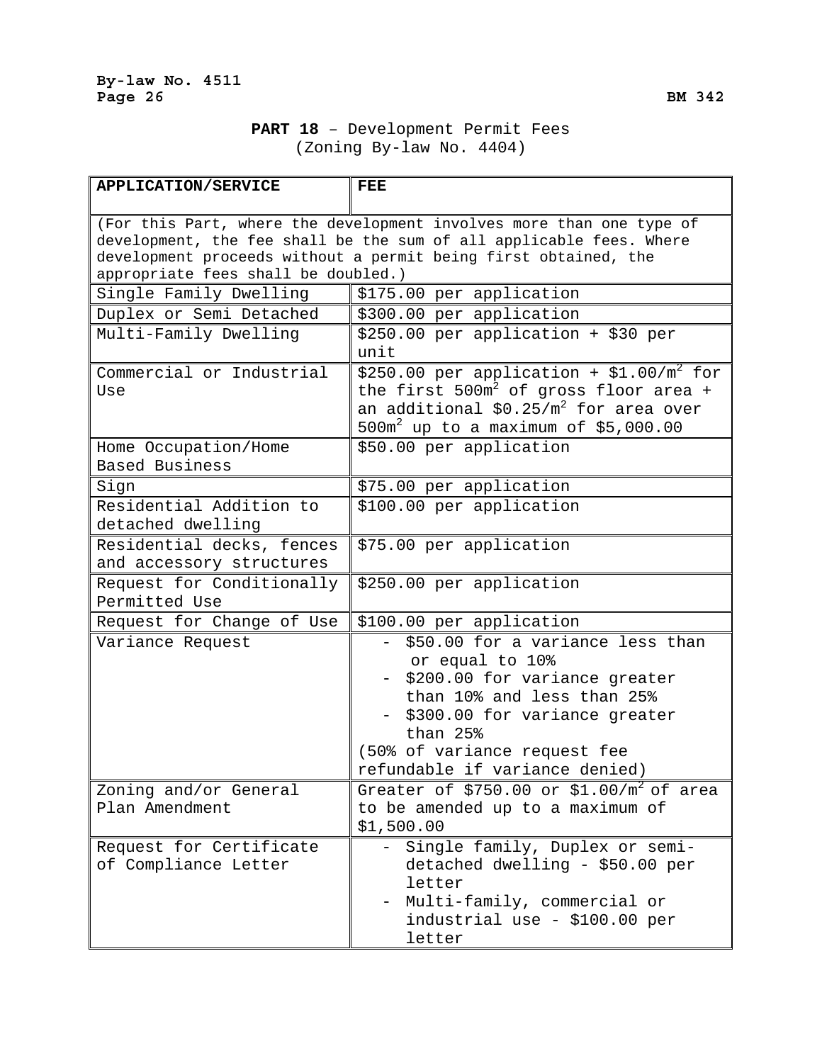## **PART 18** – Development Permit Fees (Zoning By-law No. 4404)

| APPLICATION/SERVICE | FEE |
|---|---|
| (For this Part, where the development involves more than one type of development, the fee shall be the sum of all applicable fees. Where development proceeds without a permit being first obtained, the appropriate fees shall be doubled.) | |
| Single Family Dwelling | \$175.00 per application |
| Duplex or Semi Detached | \$300.00 per application |
| Multi-Family Dwelling | \$250.00 per application + \$30 per unit |
| Commercial or Industrial Use | \$250.00 per application + \$1.00/$m^2$ for the first 500$m^2$ of gross floor area + an additional \$0.25/$m^2$ for area over 500$m^2$ up to a maximum of \$5,000.00 |
| Home Occupation/Home Based Business | \$50.00 per application |
| Sign | \$75.00 per application |
| Residential Addition to detached dwelling | \$100.00 per application |
| Residential decks, fences and accessory structures | \$75.00 per application |
| Request for Conditionally Permitted Use | \$250.00 per application |
| Request for Change of Use | \$100.00 per application |
| Variance Request | - \$50.00 for a variance less than or equal to 10%<br>- \$200.00 for variance greater than 10% and less than 25%<br>- \$300.00 for variance greater than 25%<br>(50% of variance request fee refundable if variance denied) |
| Zoning and/or General Plan Amendment | Greater of \$750.00 or \$1.00/$m^2$ of area to be amended up to a maximum of \$1,500.00 |
| Request for Certificate of Compliance Letter | - Single family, Duplex or semi-detached dwelling - \$50.00 per letter<br>- Multi-family, commercial or industrial use - \$100.00 per letter |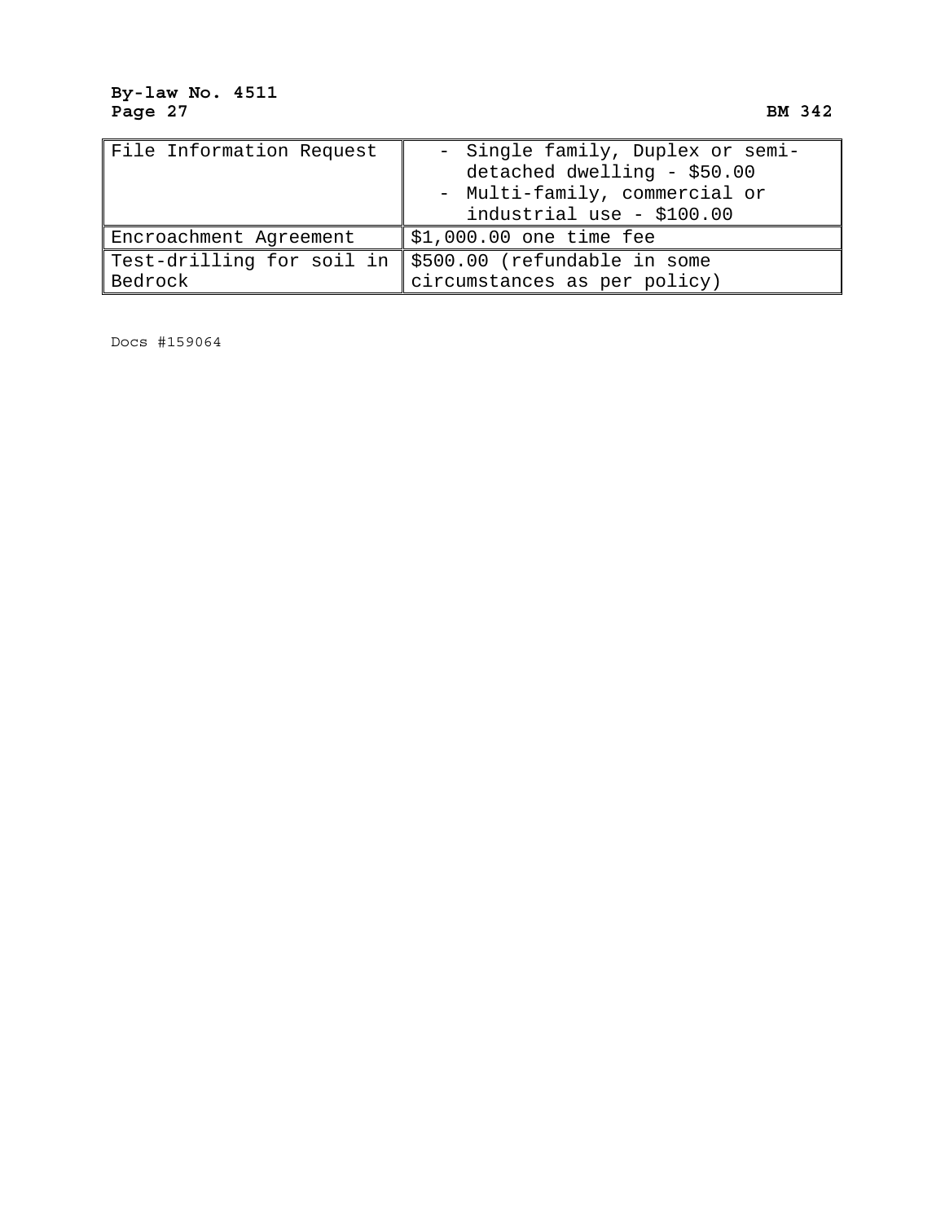| | |
|---|---|
| File Information Request | - Single family, Duplex or semi-detached dwelling - $50.00<br>- Multi-family, commercial or industrial use - $100.00 |
| Encroachment Agreement | $1,000.00 one time fee |
| Test-drilling for soil in Bedrock | $500.00 (refundable in some circumstances as per policy) |

Docs #159064